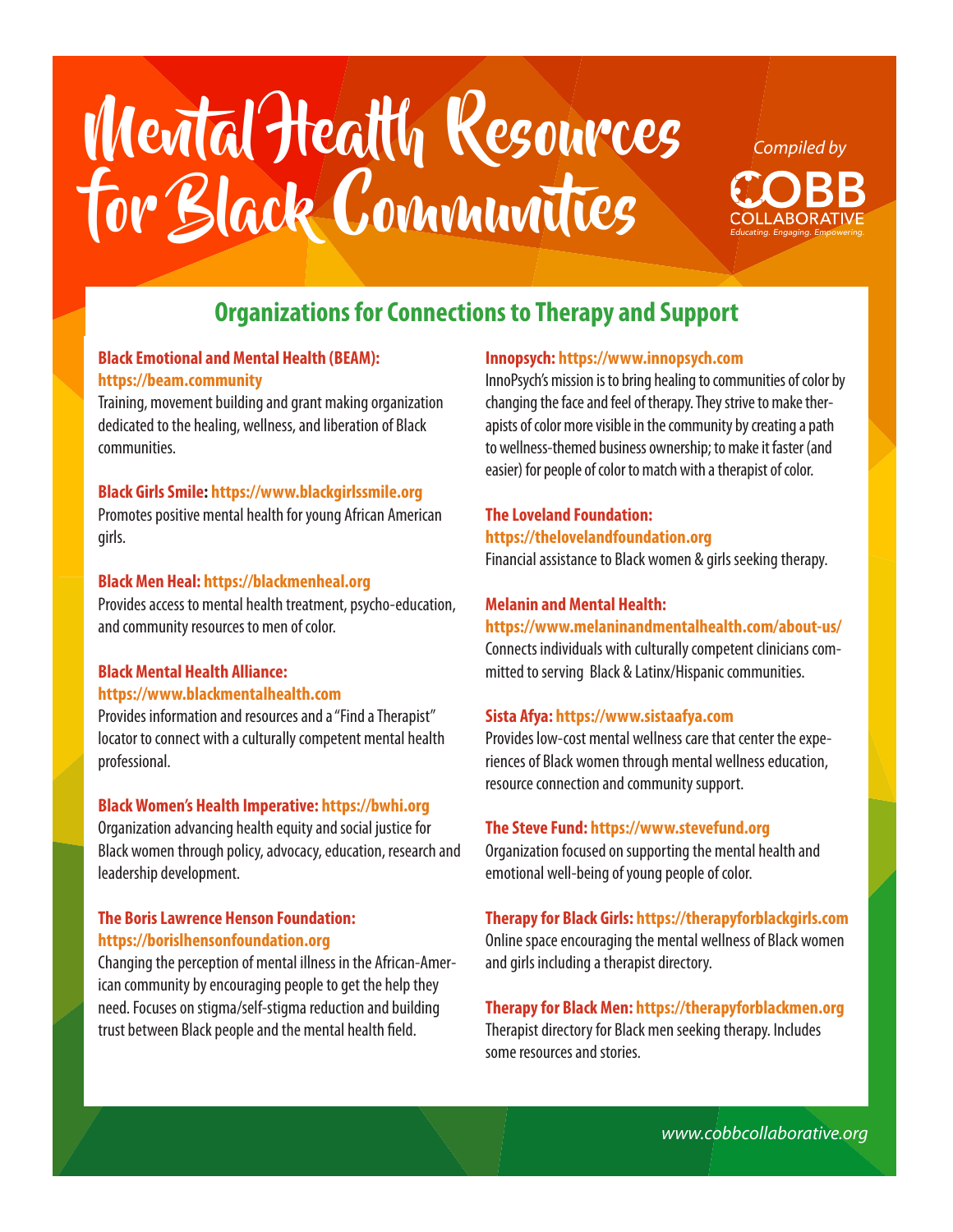# Mental Health Resources for Black Communities

*Compiled by* COBB COLLABORATIVE *Educating. Engaging. Empowering.*

## Organizations for Connections to Therapy and Support

**Black Emotional and Mental Health (BEAM): https://beam.community**
Training, movement building and grant making organization dedicated to the healing, wellness, and liberation of Black communities.

**Black Girls Smile: https://www.blackgirlssmile.org**
Promotes positive mental health for young African American girls.

**Black Men Heal: https://blackmenheal.org**
Provides access to mental health treatment, psycho-education, and community resources to men of color.

**Black Mental Health Alliance: https://www.blackmentalhealth.com**
Provides information and resources and a "Find a Therapist" locator to connect with a culturally competent mental health professional.

**Black Women's Health Imperative: https://bwhi.org**
Organization advancing health equity and social justice for Black women through policy, advocacy, education, research and leadership development.

**The Boris Lawrence Henson Foundation: https://borislhensonfoundation.org**
Changing the perception of mental illness in the African-American community by encouraging people to get the help they need. Focuses on stigma/self-stigma reduction and building trust between Black people and the mental health field.

**Innopsych: https://www.innopsych.com**
InnoPsych's mission is to bring healing to communities of color by changing the face and feel of therapy. They strive to make therapists of color more visible in the community by creating a path to wellness-themed business ownership; to make it faster (and easier) for people of color to match with a therapist of color.

**The Loveland Foundation: https://thelovelandfoundation.org**
Financial assistance to Black women & girls seeking therapy.

**Melanin and Mental Health: https://www.melaninandmentalhealth.com/about-us/**
Connects individuals with culturally competent clinicians committed to serving Black & Latinx/Hispanic communities.

**Sista Afya: https://www.sistaafya.com**
Provides low-cost mental wellness care that center the experiences of Black women through mental wellness education, resource connection and community support.

**The Steve Fund: https://www.stevefund.org**
Organization focused on supporting the mental health and emotional well-being of young people of color.

**Therapy for Black Girls: https://therapyforblackgirls.com**
Online space encouraging the mental wellness of Black women and girls including a therapist directory.

**Therapy for Black Men: https://therapyforblackmen.org**
Therapist directory for Black men seeking therapy. Includes some resources and stories.

*www.cobbcollaborative.org*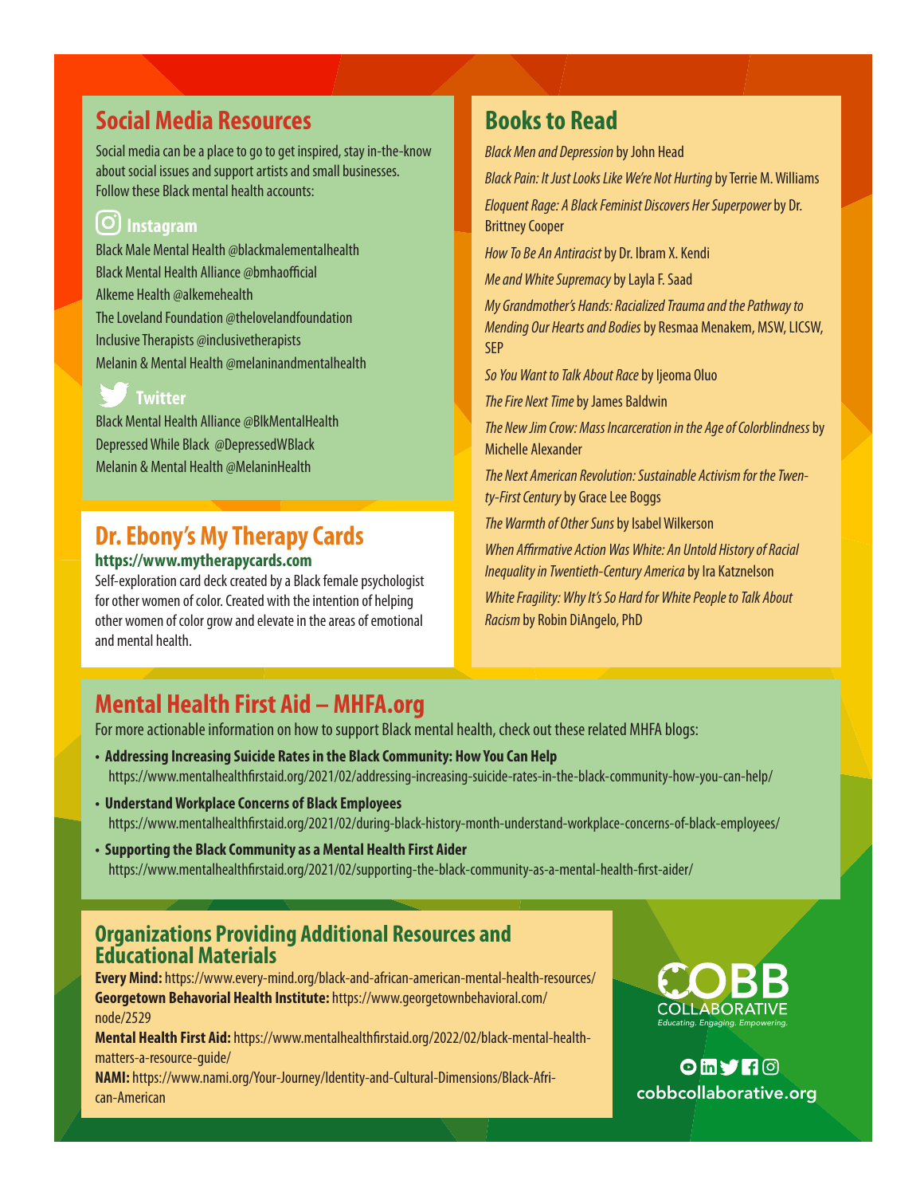## Social Media Resources

Social media can be a place to go to get inspired, stay in-the-know about social issues and support artists and small businesses. Follow these Black mental health accounts:

### Instagram

Black Male Mental Health @blackmalementalhealth
Black Mental Health Alliance @bmhaofficial
Alkeme Health @alkemehealth
The Loveland Foundation @thelovelandfoundation
Inclusive Therapists @inclusivetherapists
Melanin & Mental Health @melaninandmentalhealth

### Twitter

Black Mental Health Alliance @BlkMentalHealth
Depressed While Black @DepressedWBlack
Melanin & Mental Health @MelaninHealth

## Dr. Ebony's My Therapy Cards

**https://www.mytherapycards.com**

Self-exploration card deck created by a Black female psychologist for other women of color. Created with the intention of helping other women of color grow and elevate in the areas of emotional and mental health.

## Books to Read

*Black Men and Depression* by John Head

*Black Pain: It Just Looks Like We're Not Hurting* by Terrie M. Williams

*Eloquent Rage: A Black Feminist Discovers Her Superpower* by Dr. Brittney Cooper

*How To Be An Antiracist* by Dr. Ibram X. Kendi

*Me and White Supremacy* by Layla F. Saad

*My Grandmother's Hands: Racialized Trauma and the Pathway to Mending Our Hearts and Bodies* by Resmaa Menakem, MSW, LICSW, SEP

*So You Want to Talk About Race* by Ijeoma Oluo

*The Fire Next Time* by James Baldwin

*The New Jim Crow: Mass Incarceration in the Age of Colorblindness* by Michelle Alexander

*The Next American Revolution: Sustainable Activism for the Twenty-First Century* by Grace Lee Boggs

*The Warmth of Other Suns* by Isabel Wilkerson

*When Affirmative Action Was White: An Untold History of Racial Inequality in Twentieth-Century America* by Ira Katznelson

*White Fragility: Why It's So Hard for White People to Talk About Racism* by Robin DiAngelo, PhD

## Mental Health First Aid – MHFA.org

For more actionable information on how to support Black mental health, check out these related MHFA blogs:

- **Addressing Increasing Suicide Rates in the Black Community: How You Can Help**
  https://www.mentalhealthfirstaid.org/2021/02/addressing-increasing-suicide-rates-in-the-black-community-how-you-can-help/
- **Understand Workplace Concerns of Black Employees**
  https://www.mentalhealthfirstaid.org/2021/02/during-black-history-month-understand-workplace-concerns-of-black-employees/
- **Supporting the Black Community as a Mental Health First Aider**
  https://www.mentalhealthfirstaid.org/2021/02/supporting-the-black-community-as-a-mental-health-first-aider/

## Organizations Providing Additional Resources and Educational Materials

**Every Mind:** https://www.every-mind.org/black-and-african-american-mental-health-resources/
**Georgetown Behavorial Health Institute:** https://www.georgetownbehavioral.com/node/2529
**Mental Health First Aid:** https://www.mentalhealthfirstaid.org/2022/02/black-mental-health-matters-a-resource-guide/
**NAMI:** https://www.nami.org/Your-Journey/Identity-and-Cultural-Dimensions/Black-African-American

COBB COLLABORATIVE
Educating. Engaging. Empowering.

cobbcollaborative.org